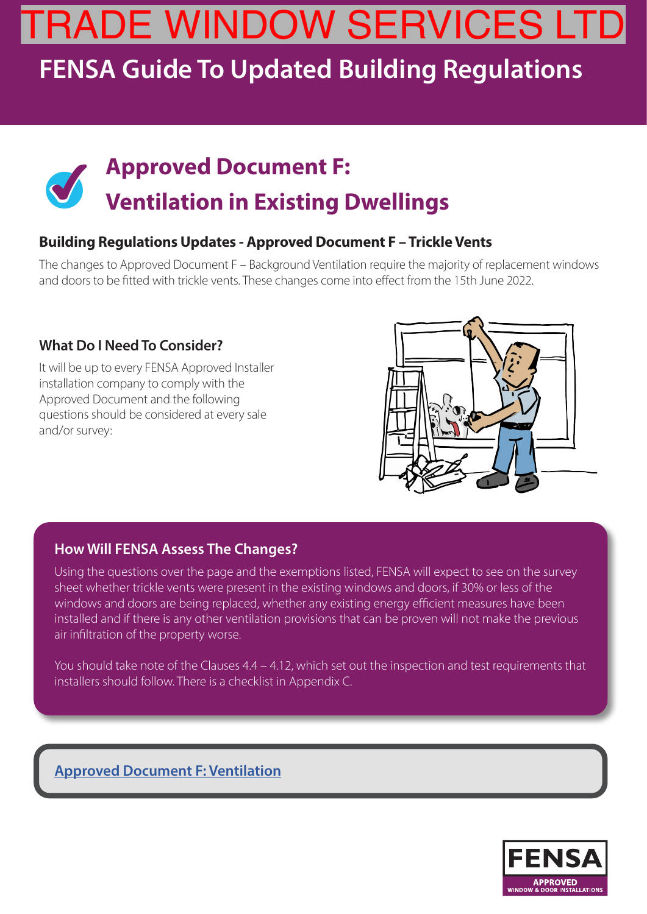# TRADE WINDOW SERVICES LTD

## FENSA Guide To Updated Building Regulations

## Approved Document F: Ventilation in Existing Dwellings

### Building Regulations Updates - Approved Document F – Trickle Vents

The changes to Approved Document F – Background Ventilation require the majority of replacement windows and doors to be fitted with trickle vents. These changes come into effect from the 15th June 2022.

### What Do I Need To Consider?

It will be up to every FENSA Approved Installer installation company to comply with the Approved Document and the following questions should be considered at every sale and/or survey:

### How Will FENSA Assess The Changes?

Using the questions over the page and the exemptions listed, FENSA will expect to see on the survey sheet whether trickle vents were present in the existing windows and doors, if 30% or less of the windows and doors are being replaced, whether any existing energy efficient measures have been installed and if there is any other ventilation provisions that can be proven will not make the previous air infiltration of the property worse.

You should take note of the Clauses 4.4 – 4.12, which set out the inspection and test requirements that installers should follow. There is a checklist in Appendix C.

[Approved Document F: Ventilation]

FENSA APPROVED WINDOW & DOOR INSTALLATIONS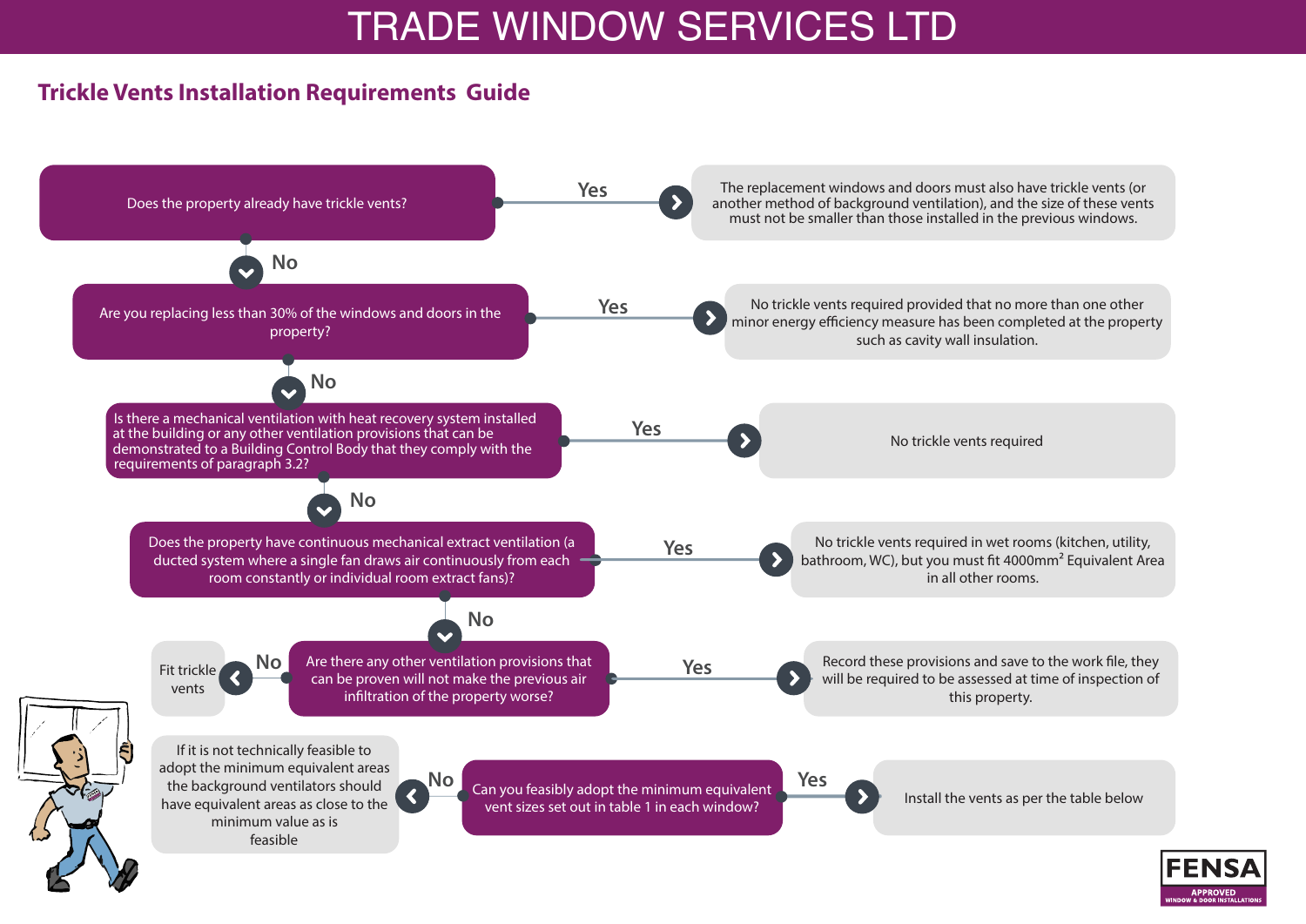# TRADE WINDOW SERVICES LTD

## Trickle Vents Installation Requirements Guide

**Does the property already have trickle vents?**

- **Yes** → The replacement windows and doors must also have trickle vents (or another method of background ventilation), and the size of these vents must not be smaller than those installed in the previous windows.
- **No** ↓

**Are you replacing less than 30% of the windows and doors in the property?**

- **Yes** → No trickle vents required provided that no more than one other minor energy efficiency measure has been completed at the property such as cavity wall insulation.
- **No** ↓

**Is there a mechanical ventilation with heat recovery system installed at the building or any other ventilation provisions that can be demonstrated to a Building Control Body that they comply with the requirements of paragraph 3.2?**

- **Yes** → No trickle vents required
- **No** ↓

**Does the property have continuous mechanical extract ventilation (a ducted system where a single fan draws air continuously from each room constantly or individual room extract fans)?**

- **Yes** → No trickle vents required in wet rooms (kitchen, utility, bathroom, WC), but you must fit 4000mm² Equivalent Area in all other rooms.
- **No** ↓

**Are there any other ventilation provisions that can be proven will not make the previous air infiltration of the property worse?**

- **Yes** → Record these provisions and save to the work file, they will be required to be assessed at time of inspection of this property.
- **No** → Fit trickle vents

**Can you feasibly adopt the minimum equivalent vent sizes set out in table 1 in each window?**

- **Yes** → Install the vents as per the table below
- **No** → If it is not technically feasible to adopt the minimum equivalent areas the background ventilators should have equivalent areas as close to the minimum value as is feasible

FENSA APPROVED WINDOW & DOOR INSTALLATIONS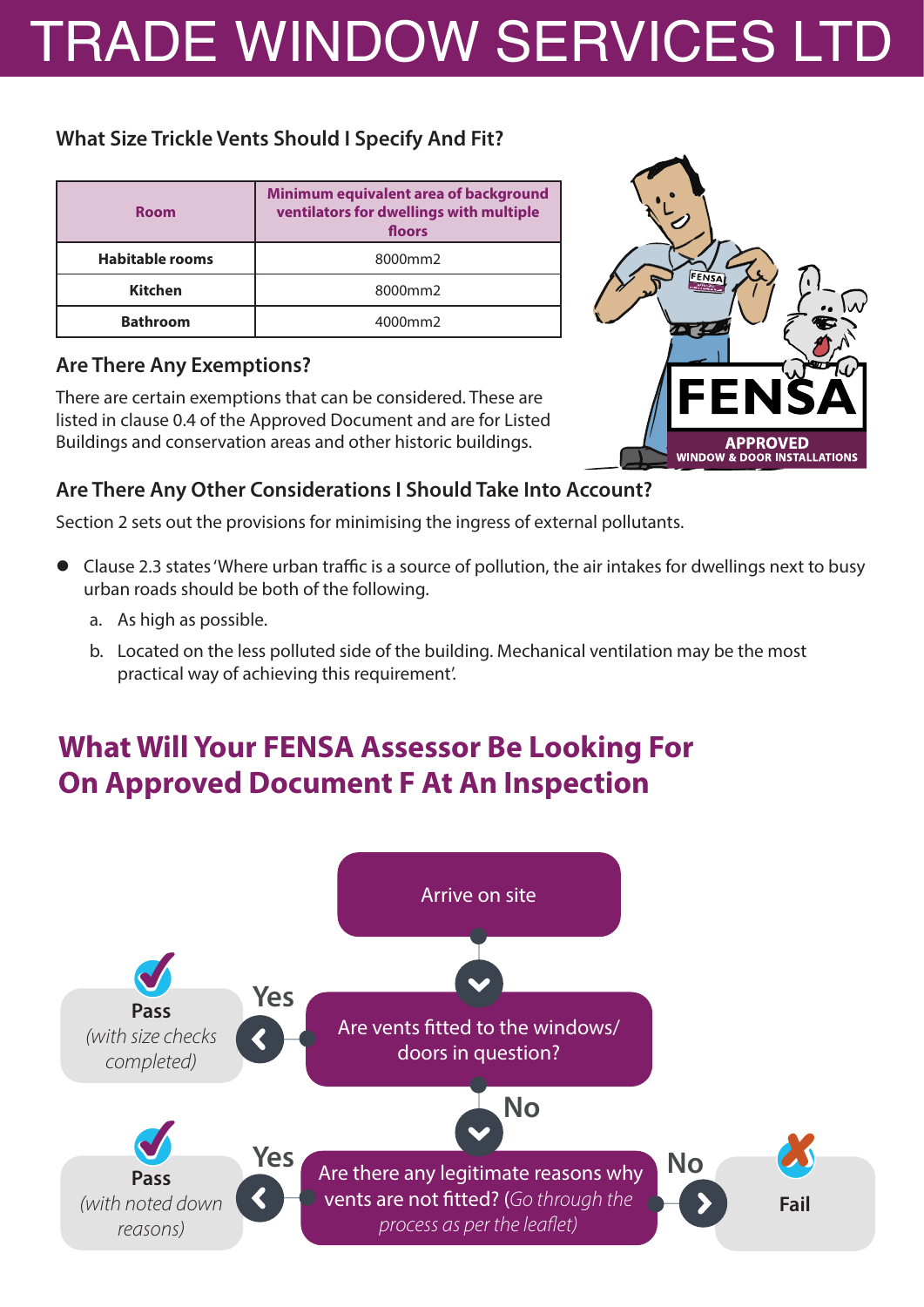# TRADE WINDOW SERVICES LTD

### What Size Trickle Vents Should I Specify And Fit?

| Room | Minimum equivalent area of background ventilators for dwellings with multiple floors |
|---|---|
| **Habitable rooms** | 8000mm2 |
| **Kitchen** | 8000mm2 |
| **Bathroom** | 4000mm2 |

### Are There Any Exemptions?

There are certain exemptions that can be considered. These are listed in clause 0.4 of the Approved Document and are for Listed Buildings and conservation areas and other historic buildings.

FENSA
APPROVED
WINDOW & DOOR INSTALLATIONS

### Are There Any Other Considerations I Should Take Into Account?

Section 2 sets out the provisions for minimising the ingress of external pollutants.

- Clause 2.3 states 'Where urban traffic is a source of pollution, the air intakes for dwellings next to busy urban roads should be both of the following.
  a. As high as possible.
  b. Located on the less polluted side of the building. Mechanical ventilation may be the most practical way of achieving this requirement'.

## What Will Your FENSA Assessor Be Looking For On Approved Document F At An Inspection

Arrive on site

Are vents fitted to the windows/ doors in question?

Yes → **Pass** *(with size checks completed)*

No ↓

Are there any legitimate reasons why vents are not fitted? (*Go through the process as per the leaflet)*

Yes → **Pass** *(with noted down reasons)*

No → **Fail**